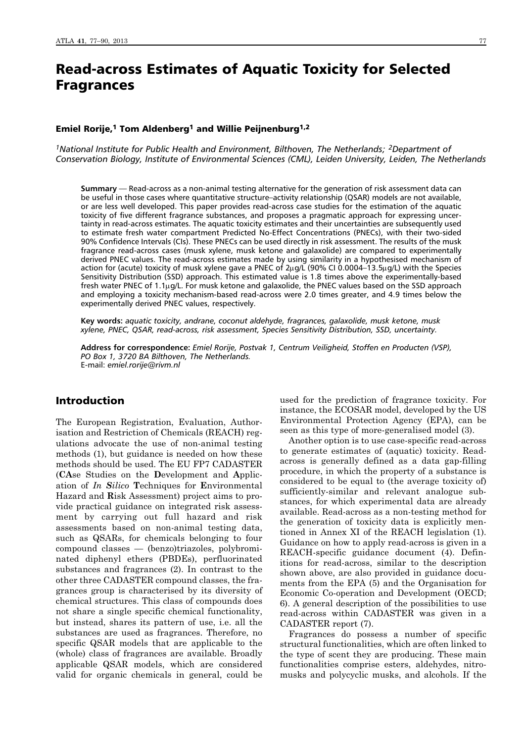# Read-across Estimates of Aquatic Toxicity for Selected Fragrances

**Emiel Rorije,[1] Tom Aldenberg[1] and Willie Peijnenburg[1,2]**

*[1]National Institute for Public Health and Environment, Bilthoven, The Netherlands; [2]Department of Conservation Biology, Institute of Environmental Sciences (CML), Leiden University, Leiden, The Netherlands*

**Summary** — Read-across as a non-animal testing alternative for the generation of risk assessment data can be useful in those cases where quantitative structure–activity relationship (QSAR) models are not available, or are less well developed. This paper provides read-across case studies for the estimation of the aquatic toxicity of five different fragrance substances, and proposes a pragmatic approach for expressing uncertainty in read-across estimates. The aquatic toxicity estimates and their uncertainties are subsequently used to estimate fresh water compartment Predicted No-Effect Concentrations (PNECs), with their two-sided 90% Confidence Intervals (CIs). These PNECs can be used directly in risk assessment. The results of the musk fragrance read-across cases (musk xylene, musk ketone and galaxolide) are compared to experimentally derived PNEC values. The read-across estimates made by using similarity in a hypothesised mechanism of action for (acute) toxicity of musk xylene gave a PNEC of 2μg/L (90% CI 0.0004–13.5μg/L) with the Species Sensitivity Distribution (SSD) approach. This estimated value is 1.8 times above the experimentally-based fresh water PNEC of 1.1μg/L. For musk ketone and galaxolide, the PNEC values based on the SSD approach and employing a toxicity mechanism-based read-across were 2.0 times greater, and 4.9 times below the experimentally derived PNEC values, respectively.

**Key words:** *aquatic toxicity, andrane, coconut aldehyde, fragrances, galaxolide, musk ketone, musk xylene, PNEC, QSAR, read-across, risk assessment, Species Sensitivity Distribution, SSD, uncertainty.*

**Address for correspondence:** *Emiel Rorije, Postvak 1, Centrum Veiligheid, Stoffen en Producten (VSP), PO Box 1, 3720 BA Bilthoven, The Netherlands.*
E-mail: *emiel.rorije@rivm.nl*

## Introduction

The European Registration, Evaluation, Authorisation and Restriction of Chemicals (REACH) regulations advocate the use of non-animal testing methods (1), but guidance is needed on how these methods should be used. The EU FP7 CADASTER (**CA**se Studies on the **D**evelopment and **A**pplication of ***In S**ilico* **T**echniques for **E**nvironmental Hazard and **R**isk Assessment) project aims to provide practical guidance on integrated risk assessment by carrying out full hazard and risk assessments based on non-animal testing data, such as QSARs, for chemicals belonging to four compound classes — (benzo)triazoles, polybrominated diphenyl ethers (PBDEs), perfluorinated substances and fragrances (2). In contrast to the other three CADASTER compound classes, the fragrances group is characterised by its diversity of chemical structures. This class of compounds does not share a single specific chemical functionality, but instead, shares its pattern of use, i.e. all the substances are used as fragrances. Therefore, no specific QSAR models that are applicable to the (whole) class of fragrances are available. Broadly applicable QSAR models, which are considered valid for organic chemicals in general, could be used for the prediction of fragrance toxicity. For instance, the ECOSAR model, developed by the US Environmental Protection Agency (EPA), can be seen as this type of more-generalised model (3).

Another option is to use case-specific read-across to generate estimates of (aquatic) toxicity. Read-across is generally defined as a data gap-filling procedure, in which the property of a substance is considered to be equal to (the average toxicity of) sufficiently-similar and relevant analogue substances, for which experimental data are already available. Read-across as a non-testing method for the generation of toxicity data is explicitly mentioned in Annex XI of the REACH legislation (1). Guidance on how to apply read-across is given in a REACH-specific guidance document (4). Definitions for read-across, similar to the description shown above, are also provided in guidance documents from the EPA (5) and the Organisation for Economic Co-operation and Development (OECD; 6). A general description of the possibilities to use read-across within CADASTER was given in a CADASTER report (7).

Fragrances do possess a number of specific structural functionalities, which are often linked to the type of scent they are producing. These main functionalities comprise esters, aldehydes, nitromusks and polycyclic musks, and alcohols. If the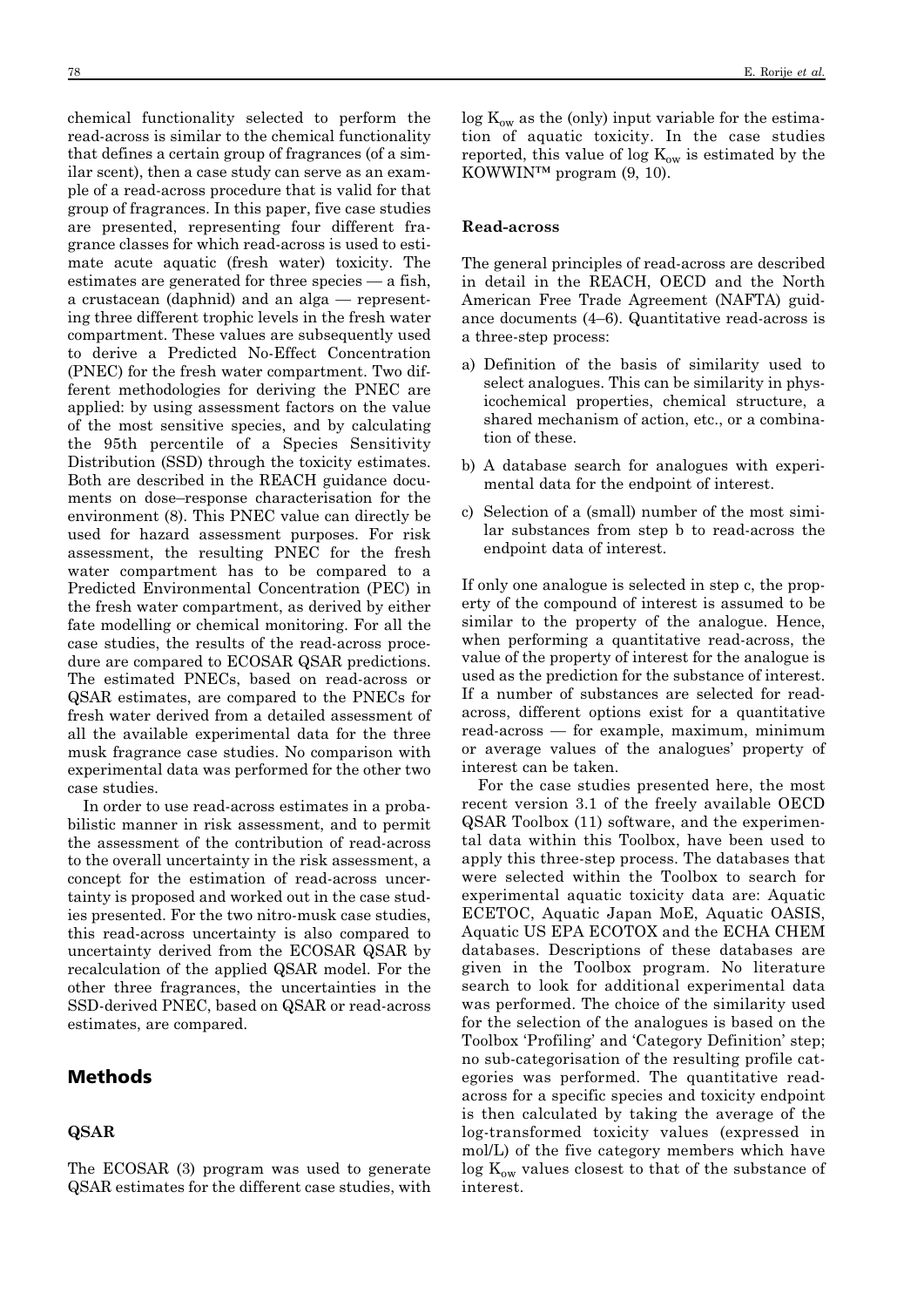chemical functionality selected to perform the read-across is similar to the chemical functionality that defines a certain group of fragrances (of a similar scent), then a case study can serve as an example of a read-across procedure that is valid for that group of fragrances. In this paper, five case studies are presented, representing four different fragrance classes for which read-across is used to estimate acute aquatic (fresh water) toxicity. The estimates are generated for three species — a fish, a crustacean (daphnid) and an alga — representing three different trophic levels in the fresh water compartment. These values are subsequently used to derive a Predicted No-Effect Concentration (PNEC) for the fresh water compartment. Two different methodologies for deriving the PNEC are applied: by using assessment factors on the value of the most sensitive species, and by calculating the 95th percentile of a Species Sensitivity Distribution (SSD) through the toxicity estimates. Both are described in the REACH guidance documents on dose–response characterisation for the environment (8). This PNEC value can directly be used for hazard assessment purposes. For risk assessment, the resulting PNEC for the fresh water compartment has to be compared to a Predicted Environmental Concentration (PEC) in the fresh water compartment, as derived by either fate modelling or chemical monitoring. For all the case studies, the results of the read-across procedure are compared to ECOSAR QSAR predictions. The estimated PNECs, based on read-across or QSAR estimates, are compared to the PNECs for fresh water derived from a detailed assessment of all the available experimental data for the three musk fragrance case studies. No comparison with experimental data was performed for the other two case studies.

In order to use read-across estimates in a probabilistic manner in risk assessment, and to permit the assessment of the contribution of read-across to the overall uncertainty in the risk assessment, a concept for the estimation of read-across uncertainty is proposed and worked out in the case studies presented. For the two nitro-musk case studies, this read-across uncertainty is also compared to uncertainty derived from the ECOSAR QSAR by recalculation of the applied QSAR model. For the other three fragrances, the uncertainties in the SSD-derived PNEC, based on QSAR or read-across estimates, are compared.

## Methods

### QSAR

The ECOSAR (3) program was used to generate QSAR estimates for the different case studies, with $\log K_{ow}$ as the (only) input variable for the estimation of aquatic toxicity. In the case studies reported, this value of $\log K_{ow}$ is estimated by the KOWWIN™ program (9, 10).

### Read-across

The general principles of read-across are described in detail in the REACH, OECD and the North American Free Trade Agreement (NAFTA) guidance documents (4–6). Quantitative read-across is a three-step process:

a) Definition of the basis of similarity used to select analogues. This can be similarity in physicochemical properties, chemical structure, a shared mechanism of action, etc., or a combination of these.

b) A database search for analogues with experimental data for the endpoint of interest.

c) Selection of a (small) number of the most similar substances from step b to read-across the endpoint data of interest.

If only one analogue is selected in step c, the property of the compound of interest is assumed to be similar to the property of the analogue. Hence, when performing a quantitative read-across, the value of the property of interest for the analogue is used as the prediction for the substance of interest. If a number of substances are selected for read-across, different options exist for a quantitative read-across — for example, maximum, minimum or average values of the analogues' property of interest can be taken.

For the case studies presented here, the most recent version 3.1 of the freely available OECD QSAR Toolbox (11) software, and the experimental data within this Toolbox, have been used to apply this three-step process. The databases that were selected within the Toolbox to search for experimental aquatic toxicity data are: Aquatic ECETOC, Aquatic Japan MoE, Aquatic OASIS, Aquatic US EPA ECOTOX and the ECHA CHEM databases. Descriptions of these databases are given in the Toolbox program. No literature search to look for additional experimental data was performed. The choice of the similarity used for the selection of the analogues is based on the Toolbox 'Profiling' and 'Category Definition' step; no sub-categorisation of the resulting profile categories was performed. The quantitative read-across for a specific species and toxicity endpoint is then calculated by taking the average of the log-transformed toxicity values (expressed in mol/L) of the five category members which have $\log K_{ow}$ values closest to that of the substance of interest.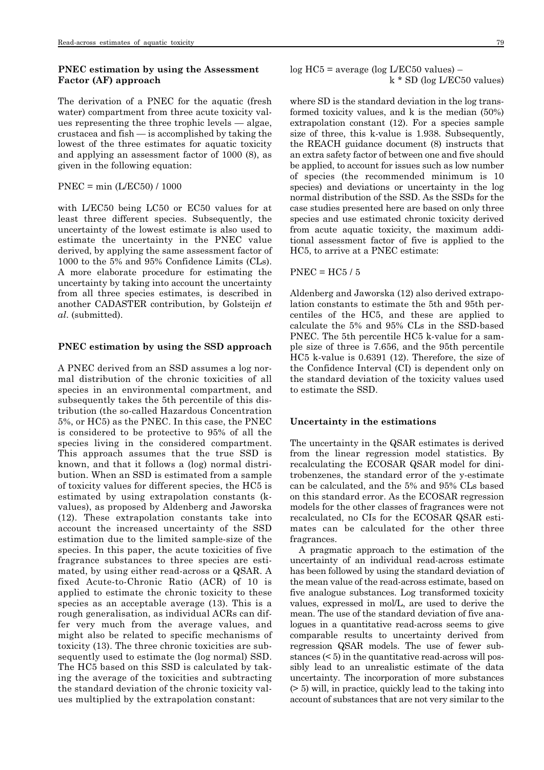### PNEC estimation by using the Assessment Factor (AF) approach

The derivation of a PNEC for the aquatic (fresh water) compartment from three acute toxicity values representing the three trophic levels — algae, crustacea and fish — is accomplished by taking the lowest of the three estimates for aquatic toxicity and applying an assessment factor of 1000 (8), as given in the following equation:

$$\text{PNEC} = \min(\text{L/EC50}) / 1000$$

with L/EC50 being LC50 or EC50 values for at least three different species. Subsequently, the uncertainty of the lowest estimate is also used to estimate the uncertainty in the PNEC value derived, by applying the same assessment factor of 1000 to the 5% and 95% Confidence Limits (CLs). A more elaborate procedure for estimating the uncertainty by taking into account the uncertainty from all three species estimates, is described in another CADASTER contribution, by Golsteijn *et al*. (submitted).

### PNEC estimation by using the SSD approach

A PNEC derived from an SSD assumes a log normal distribution of the chronic toxicities of all species in an environmental compartment, and subsequently takes the 5th percentile of this distribution (the so-called Hazardous Concentration 5%, or HC5) as the PNEC. In this case, the PNEC is considered to be protective to 95% of all the species living in the considered compartment. This approach assumes that the true SSD is known, and that it follows a (log) normal distribution. When an SSD is estimated from a sample of toxicity values for different species, the HC5 is estimated by using extrapolation constants (k-values), as proposed by Aldenberg and Jaworska (12). These extrapolation constants take into account the increased uncertainty of the SSD estimation due to the limited sample-size of the species. In this paper, the acute toxicities of five fragrance substances to three species are estimated, by using either read-across or a QSAR. A fixed Acute-to-Chronic Ratio (ACR) of 10 is applied to estimate the chronic toxicity to these species as an acceptable average (13). This is a rough generalisation, as individual ACRs can differ very much from the average values, and might also be related to specific mechanisms of toxicity (13). The three chronic toxicities are subsequently used to estimate the (log normal) SSD. The HC5 based on this SSD is calculated by taking the average of the toxicities and subtracting the standard deviation of the chronic toxicity values multiplied by the extrapolation constant:

$$\log \text{HC5} = \text{average}(\log \text{L/EC50 values}) - k * \text{SD}(\log \text{L/EC50 values})$$

where SD is the standard deviation in the log transformed toxicity values, and k is the median (50%) extrapolation constant (12). For a species sample size of three, this k-value is 1.938. Subsequently, the REACH guidance document (8) instructs that an extra safety factor of between one and five should be applied, to account for issues such as low number of species (the recommended minimum is 10 species) and deviations or uncertainty in the log normal distribution of the SSD. As the SSDs for the case studies presented here are based on only three species and use estimated chronic toxicity derived from acute aquatic toxicity, the maximum additional assessment factor of five is applied to the HC5, to arrive at a PNEC estimate:

$$\text{PNEC} = \text{HC5} / 5$$

Aldenberg and Jaworska (12) also derived extrapolation constants to estimate the 5th and 95th percentiles of the HC5, and these are applied to calculate the 5% and 95% CLs in the SSD-based PNEC. The 5th percentile HC5 k-value for a sample size of three is 7.656, and the 95th percentile HC5 k-value is 0.6391 (12). Therefore, the size of the Confidence Interval (CI) is dependent only on the standard deviation of the toxicity values used to estimate the SSD.

### Uncertainty in the estimations

The uncertainty in the QSAR estimates is derived from the linear regression model statistics. By recalculating the ECOSAR QSAR model for dinitrobenzenes, the standard error of the y-estimate can be calculated, and the 5% and 95% CLs based on this standard error. As the ECOSAR regression models for the other classes of fragrances were not recalculated, no CIs for the ECOSAR QSAR estimates can be calculated for the other three fragrances.

A pragmatic approach to the estimation of the uncertainty of an individual read-across estimate has been followed by using the standard deviation of the mean value of the read-across estimate, based on five analogue substances. Log transformed toxicity values, expressed in mol/L, are used to derive the mean. The use of the standard deviation of five analogues in a quantitative read-across seems to give comparable results to uncertainty derived from regression QSAR models. The use of fewer substances (< 5) in the quantitative read-across will possibly lead to an unrealistic estimate of the data uncertainty. The incorporation of more substances (> 5) will, in practice, quickly lead to the taking into account of substances that are not very similar to the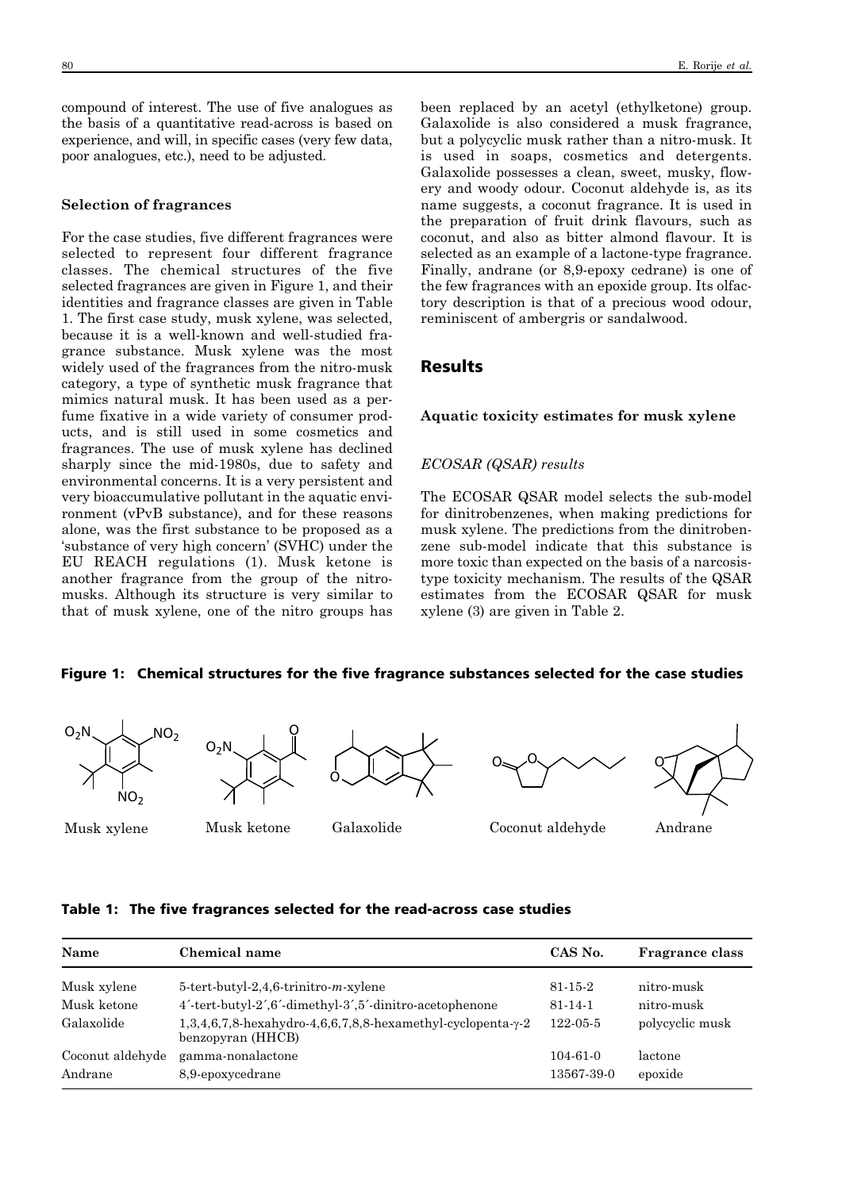compound of interest. The use of five analogues as the basis of a quantitative read-across is based on experience, and will, in specific cases (very few data, poor analogues, etc.), need to be adjusted.

### Selection of fragrances

For the case studies, five different fragrances were selected to represent four different fragrance classes. The chemical structures of the five selected fragrances are given in Figure 1, and their identities and fragrance classes are given in Table 1. The first case study, musk xylene, was selected, because it is a well-known and well-studied fragrance substance. Musk xylene was the most widely used of the fragrances from the nitro-musk category, a type of synthetic musk fragrance that mimics natural musk. It has been used as a perfume fixative in a wide variety of consumer products, and is still used in some cosmetics and fragrances. The use of musk xylene has declined sharply since the mid-1980s, due to safety and environmental concerns. It is a very persistent and very bioaccumulative pollutant in the aquatic environment (vPvB substance), and for these reasons alone, was the first substance to be proposed as a 'substance of very high concern' (SVHC) under the EU REACH regulations (1). Musk ketone is another fragrance from the group of the nitro-musks. Although its structure is very similar to that of musk xylene, one of the nitro groups has been replaced by an acetyl (ethylketone) group. Galaxolide is also considered a musk fragrance, but a polycyclic musk rather than a nitro-musk. It is used in soaps, cosmetics and detergents. Galaxolide possesses a clean, sweet, musky, flowery and woody odour. Coconut aldehyde is, as its name suggests, a coconut fragrance. It is used in the preparation of fruit drink flavours, such as coconut, and also as bitter almond flavour. It is selected as an example of a lactone-type fragrance. Finally, andrane (or 8,9-epoxy cedrane) is one of the few fragrances with an epoxide group. Its olfactory description is that of a precious wood odour, reminiscent of ambergris or sandalwood.

## Results

### Aquatic toxicity estimates for musk xylene

#### *ECOSAR (QSAR) results*

The ECOSAR QSAR model selects the sub-model for dinitrobenzenes, when making predictions for musk xylene. The predictions from the dinitrobenzene sub-model indicate that this substance is more toxic than expected on the basis of a narcosis-type toxicity mechanism. The results of the QSAR estimates from the ECOSAR QSAR for musk xylene (3) are given in Table 2.

**Figure 1: Chemical structures for the five fragrance substances selected for the case studies**

Musk xylene | Musk ketone | Galaxolide | Coconut aldehyde | Andrane

**Table 1: The five fragrances selected for the read-across case studies**

| Name | Chemical name | CAS No. | Fragrance class |
|---|---|---|---|
| Musk xylene | 5-tert-butyl-2,4,6-trinitro-*m*-xylene | 81-15-2 | nitro-musk |
| Musk ketone | 4´-tert-butyl-2´,6´-dimethyl-3´,5´-dinitro-acetophenone | 81-14-1 | nitro-musk |
| Galaxolide | 1,3,4,6,7,8-hexahydro-4,6,6,7,8,8-hexamethyl-cyclopenta-γ-2 benzopyran (HHCB) | 122-05-5 | polycyclic musk |
| Coconut aldehyde | gamma-nonalactone | 104-61-0 | lactone |
| Andrane | 8,9-epoxycedrane | 13567-39-0 | epoxide |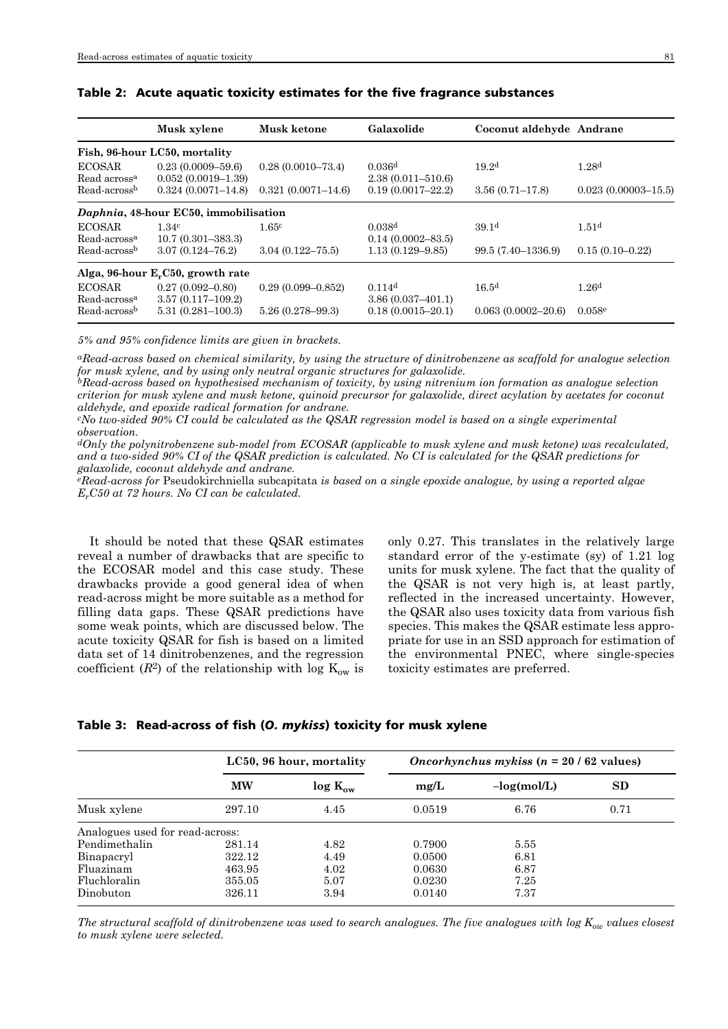**Table 2: Acute aquatic toxicity estimates for the five fragrance substances**

| | Musk xylene | Musk ketone | Galaxolide | Coconut aldehyde | Andrane |
|---|---|---|---|---|---|
| *Fish, 96-hour LC50, mortality* | | | | | |
| ECOSAR | 0.23 (0.0009–59.6) | 0.28 (0.0010–73.4) | 0.036[d] | 19.2[d] | 1.28[d] |
| Read across[a] | 0.052 (0.0019–1.39) | | 2.38 (0.011–510.6) | | |
| Read-across[b] | 0.324 (0.0071–14.8) | 0.321 (0.0071–14.6) | 0.19 (0.0017–22.2) | 3.56 (0.71–17.8) | 0.023 (0.00003–15.5) |
| *Daphnia, 48-hour EC50, immobilisation* | | | | | |
| ECOSAR | 1.34[c] | 1.65[c] | 0.038[d] | 39.1[d] | 1.51[d] |
| Read-across[a] | 10.7 (0.301–383.3) | | 0.14 (0.0002–83.5) | | |
| Read-across[b] | 3.07 (0.124–76.2) | 3.04 (0.122–75.5) | 1.13 (0.129–9.85) | 99.5 (7.40–1336.9) | 0.15 (0.10–0.22) |
| *Alga, 96-hour $E_rC50$, growth rate* | | | | | |
| ECOSAR | 0.27 (0.092–0.80) | 0.29 (0.099–0.852) | 0.114[d] | 16.5[d] | 1.26[d] |
| Read-across[a] | 3.57 (0.117–109.2) | | 3.86 (0.037–401.1) | | |
| Read-across[b] | 5.31 (0.281–100.3) | 5.26 (0.278–99.3) | 0.18 (0.0015–20.1) | 0.063 (0.0002–20.6) | 0.058[e] |

*5% and 95% confidence limits are given in brackets.*

[a]*Read-across based on chemical similarity, by using the structure of dinitrobenzene as scaffold for analogue selection for musk xylene, and by using only neutral organic structures for galaxolide.*
[b]*Read-across based on hypothesised mechanism of toxicity, by using nitrenium ion formation as analogue selection criterion for musk xylene and musk ketone, quinoid precursor for galaxolide, direct acylation by acetates for coconut aldehyde, and epoxide radical formation for andrane.*
[c]*No two-sided 90% CI could be calculated as the QSAR regression model is based on a single experimental observation.*
[d]*Only the polynitrobenzene sub-model from ECOSAR (applicable to musk xylene and musk ketone) was recalculated, and a two-sided 90% CI of the QSAR prediction is calculated. No CI is calculated for the QSAR predictions for galaxolide, coconut aldehyde and andrane.*
[e]*Read-across for* Pseudokirchniella subcapitata *is based on a single epoxide analogue, by using a reported algae $E_rC50$ at 72 hours. No CI can be calculated.*

It should be noted that these QSAR estimates reveal a number of drawbacks that are specific to the ECOSAR model and this case study. These drawbacks provide a good general idea of when read-across might be more suitable as a method for filling data gaps. These QSAR predictions have some weak points, which are discussed below. The acute toxicity QSAR for fish is based on a limited data set of 14 dinitrobenzenes, and the regression coefficient ($R^2$) of the relationship with log $K_{ow}$ is only 0.27. This translates in the relatively large standard error of the y-estimate (sy) of 1.21 log units for musk xylene. The fact that the quality of the QSAR is not very high is, at least partly, reflected in the increased uncertainty. However, the QSAR also uses toxicity data from various fish species. This makes the QSAR estimate less appropriate for use in an SSD approach for estimation of the environmental PNEC, where single-species toxicity estimates are preferred.

**Table 3: Read-across of fish (*O. mykiss*) toxicity for musk xylene**

| | LC50, 96 hour, mortality | | *Oncorhynchus mykiss* ($n$ = 20 / 62 values) | | |
|---|---|---|---|---|---|
| | MW | log $K_{ow}$ | mg/L | –log(mol/L) | SD |
| Musk xylene | 297.10 | 4.45 | 0.0519 | 6.76 | 0.71 |
| Analogues used for read-across: | | | | | |
| Pendimethalin | 281.14 | 4.82 | 0.7900 | 5.55 | |
| Binapacryl | 322.12 | 4.49 | 0.0500 | 6.81 | |
| Fluazinam | 463.95 | 4.02 | 0.0630 | 6.87 | |
| Fluchloralin | 355.05 | 5.07 | 0.0230 | 7.25 | |
| Dinobuton | 326.11 | 3.94 | 0.0140 | 7.37 | |

*The structural scaffold of dinitrobenzene was used to search analogues. The five analogues with log $K_{ow}$ values closest to musk xylene were selected.*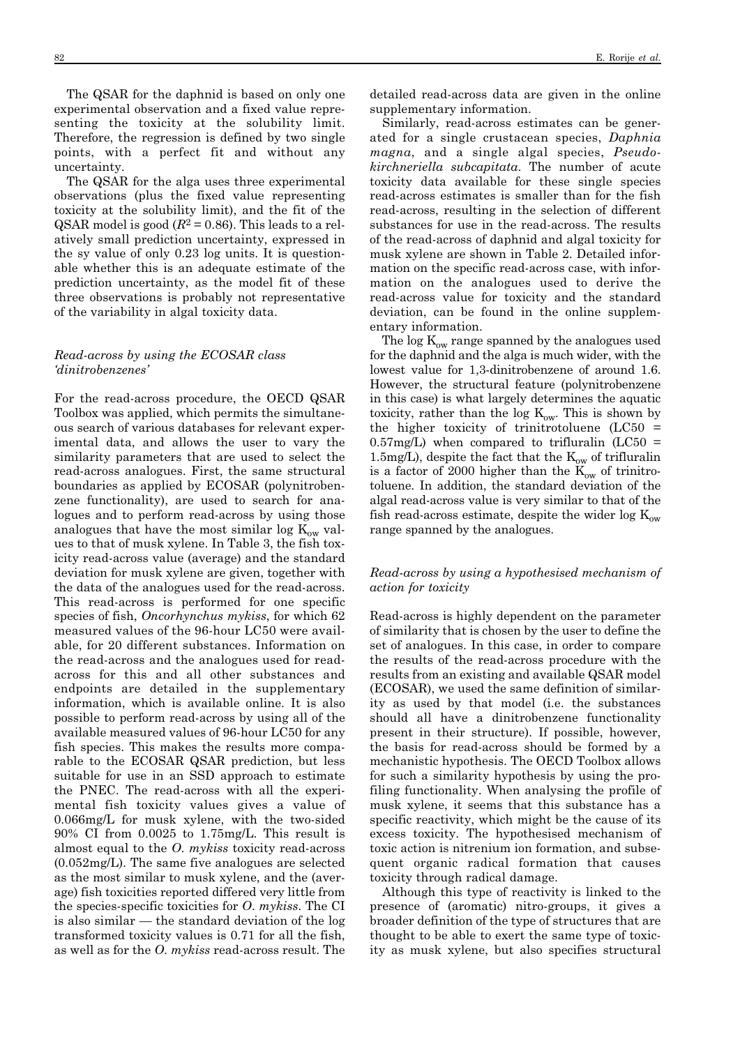The QSAR for the daphnid is based on only one experimental observation and a fixed value representing the toxicity at the solubility limit. Therefore, the regression is defined by two single points, with a perfect fit and without any uncertainty.

The QSAR for the alga uses three experimental observations (plus the fixed value representing toxicity at the solubility limit), and the fit of the QSAR model is good ($R^2 = 0.86$). This leads to a relatively small prediction uncertainty, expressed in the sy value of only 0.23 log units. It is questionable whether this is an adequate estimate of the prediction uncertainty, as the model fit of these three observations is probably not representative of the variability in algal toxicity data.

### *Read-across by using the ECOSAR class 'dinitrobenzenes'*

For the read-across procedure, the OECD QSAR Toolbox was applied, which permits the simultaneous search of various databases for relevant experimental data, and allows the user to vary the similarity parameters that are used to select the read-across analogues. First, the same structural boundaries as applied by ECOSAR (polynitrobenzene functionality), are used to search for analogues and to perform read-across by using those analogues that have the most similar log $K_{ow}$ values to that of musk xylene. In Table 3, the fish toxicity read-across value (average) and the standard deviation for musk xylene are given, together with the data of the analogues used for the read-across. This read-across is performed for one specific species of fish, *Oncorhynchus mykiss*, for which 62 measured values of the 96-hour LC50 were available, for 20 different substances. Information on the read-across and the analogues used for read-across for this and all other substances and endpoints are detailed in the supplementary information, which is available online. It is also possible to perform read-across by using all of the available measured values of 96-hour LC50 for any fish species. This makes the results more comparable to the ECOSAR QSAR prediction, but less suitable for use in an SSD approach to estimate the PNEC. The read-across with all the experimental fish toxicity values gives a value of 0.066mg/L for musk xylene, with the two-sided 90% CI from 0.0025 to 1.75mg/L. This result is almost equal to the *O. mykiss* toxicity read-across (0.052mg/L). The same five analogues are selected as the most similar to musk xylene, and the (average) fish toxicities reported differed very little from the species-specific toxicities for *O. mykiss*. The CI is also similar — the standard deviation of the log transformed toxicity values is 0.71 for all the fish, as well as for the *O. mykiss* read-across result. The detailed read-across data are given in the online supplementary information.

Similarly, read-across estimates can be generated for a single crustacean species, *Daphnia magna*, and a single algal species, *Pseudokirchneriella subcapitata*. The number of acute toxicity data available for these single species read-across estimates is smaller than for the fish read-across, resulting in the selection of different substances for use in the read-across. The results of the read-across of daphnid and algal toxicity for musk xylene are shown in Table 2. Detailed information on the specific read-across case, with information on the analogues used to derive the read-across value for toxicity and the standard deviation, can be found in the online supplementary information.

The log $K_{ow}$ range spanned by the analogues used for the daphnid and the alga is much wider, with the lowest value for 1,3-dinitrobenzene of around 1.6. However, the structural feature (polynitrobenzene in this case) is what largely determines the aquatic toxicity, rather than the log $K_{ow}$. This is shown by the higher toxicity of trinitrotoluene (LC50 = 0.57mg/L) when compared to trifluralin (LC50 = 1.5mg/L), despite the fact that the $K_{ow}$ of trifluralin is a factor of 2000 higher than the $K_{ow}$ of trinitrotoluene. In addition, the standard deviation of the algal read-across value is very similar to that of the fish read-across estimate, despite the wider log $K_{ow}$ range spanned by the analogues.

### *Read-across by using a hypothesised mechanism of action for toxicity*

Read-across is highly dependent on the parameter of similarity that is chosen by the user to define the set of analogues. In this case, in order to compare the results of the read-across procedure with the results from an existing and available QSAR model (ECOSAR), we used the same definition of similarity as used by that model (i.e. the substances should all have a dinitrobenzene functionality present in their structure). If possible, however, the basis for read-across should be formed by a mechanistic hypothesis. The OECD Toolbox allows for such a similarity hypothesis by using the profiling functionality. When analysing the profile of musk xylene, it seems that this substance has a specific reactivity, which might be the cause of its excess toxicity. The hypothesised mechanism of toxic action is nitrenium ion formation, and subsequent organic radical formation that causes toxicity through radical damage.

Although this type of reactivity is linked to the presence of (aromatic) nitro-groups, it gives a broader definition of the type of structures that are thought to be able to exert the same type of toxicity as musk xylene, but also specifies structural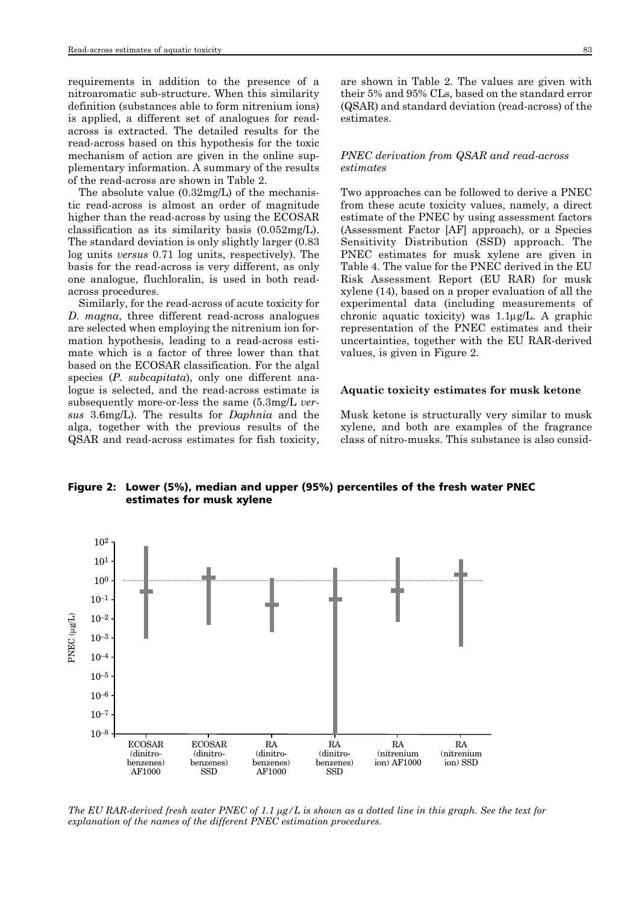requirements in addition to the presence of a nitroaromatic sub-structure. When this similarity definition (substances able to form nitrenium ions) is applied, a different set of analogues for read-across is extracted. The detailed results for the read-across based on this hypothesis for the toxic mechanism of action are given in the online supplementary information. A summary of the results of the read-across are shown in Table 2.

The absolute value (0.32mg/L) of the mechanistic read-across is almost an order of magnitude higher than the read-across by using the ECOSAR classification as its similarity basis (0.052mg/L). The standard deviation is only slightly larger (0.83 log units *versus* 0.71 log units, respectively). The basis for the read-across is very different, as only one analogue, fluchloralin, is used in both read-across procedures.

Similarly, for the read-across of acute toxicity for *D. magna*, three different read-across analogues are selected when employing the nitrenium ion formation hypothesis, leading to a read-across estimate which is a factor of three lower than that based on the ECOSAR classification. For the algal species (*P. subcapitata*), only one different analogue is selected, and the read-across estimate is subsequently more-or-less the same (5.3mg/L *versus* 3.6mg/L). The results for *Daphnia* and the alga, together with the previous results of the QSAR and read-across estimates for fish toxicity, are shown in Table 2. The values are given with their 5% and 95% CLs, based on the standard error (QSAR) and standard deviation (read-across) of the estimates.

### *PNEC derivation from QSAR and read-across estimates*

Two approaches can be followed to derive a PNEC from these acute toxicity values, namely, a direct estimate of the PNEC by using assessment factors (Assessment Factor [AF] approach), or a Species Sensitivity Distribution (SSD) approach. The PNEC estimates for musk xylene are given in Table 4. The value for the PNEC derived in the EU Risk Assessment Report (EU RAR) for musk xylene (14), based on a proper evaluation of all the experimental data (including measurements of chronic aquatic toxicity) was 1.1μg/L. A graphic representation of the PNEC estimates and their uncertainties, together with the EU RAR-derived values, is given in Figure 2.

## Aquatic toxicity estimates for musk ketone

Musk ketone is structurally very similar to musk xylene, and both are examples of the fragrance class of nitro-musks. This substance is also consid-

**Figure 2: Lower (5%), median and upper (95%) percentiles of the fresh water PNEC estimates for musk xylene**

*The EU RAR-derived fresh water PNEC of 1.1 μg/L is shown as a dotted line in this graph. See the text for explanation of the names of the different PNEC estimation procedures.*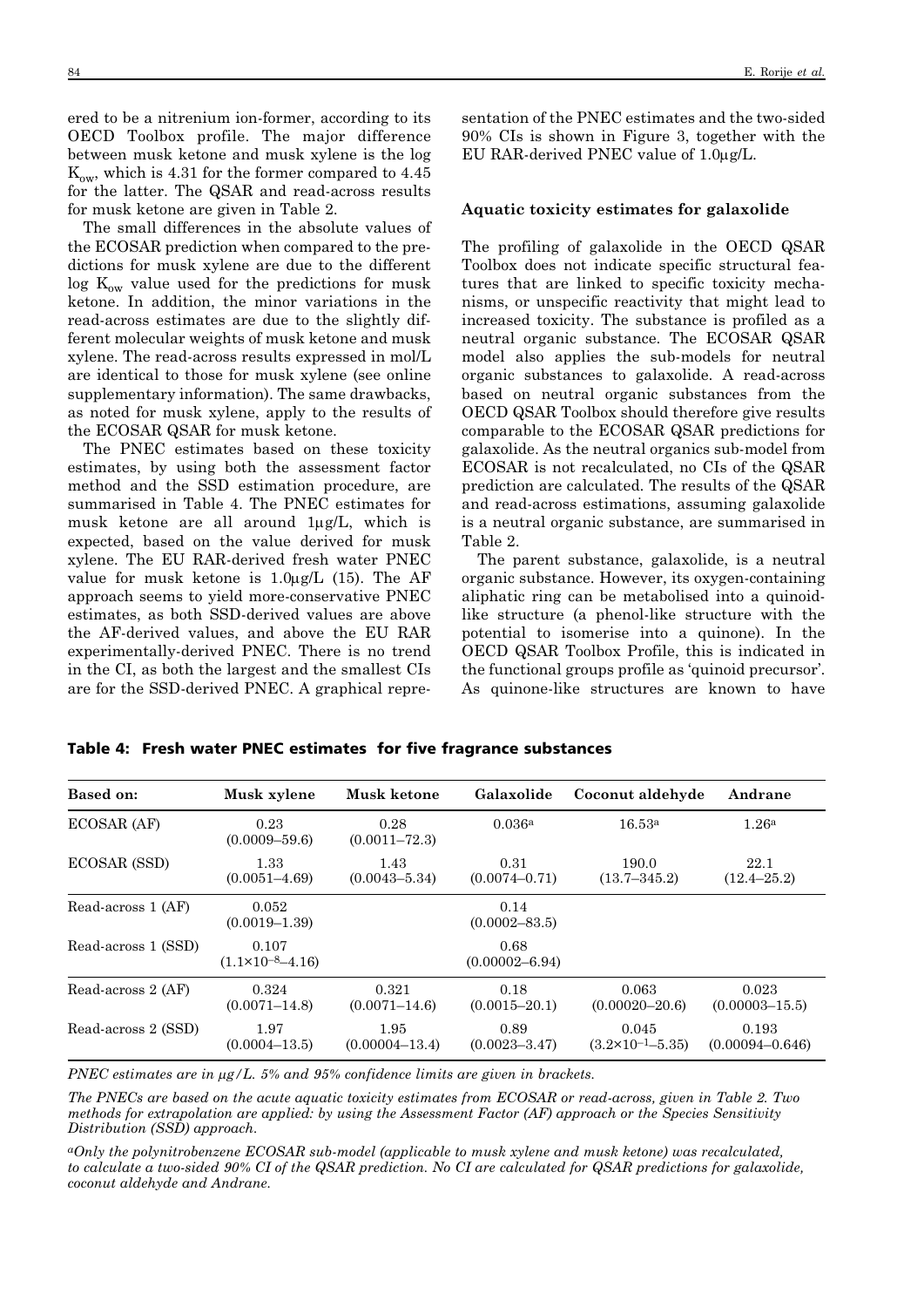ered to be a nitrenium ion-former, according to its OECD Toolbox profile. The major difference between musk ketone and musk xylene is the log $K_{ow}$, which is 4.31 for the former compared to 4.45 for the latter. The QSAR and read-across results for musk ketone are given in Table 2.

The small differences in the absolute values of the ECOSAR prediction when compared to the predictions for musk xylene are due to the different log $K_{ow}$ value used for the predictions for musk ketone. In addition, the minor variations in the read-across estimates are due to the slightly different molecular weights of musk ketone and musk xylene. The read-across results expressed in mol/L are identical to those for musk xylene (see online supplementary information). The same drawbacks, as noted for musk xylene, apply to the results of the ECOSAR QSAR for musk ketone.

The PNEC estimates based on these toxicity estimates, by using both the assessment factor method and the SSD estimation procedure, are summarised in Table 4. The PNEC estimates for musk ketone are all around 1μg/L, which is expected, based on the value derived for musk xylene. The EU RAR-derived fresh water PNEC value for musk ketone is 1.0μg/L (15). The AF approach seems to yield more-conservative PNEC estimates, as both SSD-derived values are above the AF-derived values, and above the EU RAR experimentally-derived PNEC. There is no trend in the CI, as both the largest and the smallest CIs are for the SSD-derived PNEC. A graphical representation of the PNEC estimates and the two-sided 90% CIs is shown in Figure 3, together with the EU RAR-derived PNEC value of 1.0μg/L.

### Aquatic toxicity estimates for galaxolide

The profiling of galaxolide in the OECD QSAR Toolbox does not indicate specific structural features that are linked to specific toxicity mechanisms, or unspecific reactivity that might lead to increased toxicity. The substance is profiled as a neutral organic substance. The ECOSAR QSAR model also applies the sub-models for neutral organic substances to galaxolide. A read-across based on neutral organic substances from the OECD QSAR Toolbox should therefore give results comparable to the ECOSAR QSAR predictions for galaxolide. As the neutral organics sub-model from ECOSAR is not recalculated, no CIs of the QSAR prediction are calculated. The results of the QSAR and read-across estimations, assuming galaxolide is a neutral organic substance, are summarised in Table 2.

The parent substance, galaxolide, is a neutral organic substance. However, its oxygen-containing aliphatic ring can be metabolised into a quinoid-like structure (a phenol-like structure with the potential to isomerise into a quinone). In the OECD QSAR Toolbox Profile, this is indicated in the functional groups profile as 'quinoid precursor'. As quinone-like structures are known to have

**Table 4: Fresh water PNEC estimates for five fragrance substances**

| Based on: | Musk xylene | Musk ketone | Galaxolide | Coconut aldehyde | Andrane |
|---|---|---|---|---|---|
| ECOSAR (AF) | 0.23 (0.0009–59.6) | 0.28 (0.0011–72.3) | 0.036[a] | 16.53[a] | 1.26[a] |
| ECOSAR (SSD) | 1.33 (0.0051–4.69) | 1.43 (0.0043–5.34) | 0.31 (0.0074–0.71) | 190.0 (13.7–345.2) | 22.1 (12.4–25.2) |
| Read-across 1 (AF) | 0.052 (0.0019–1.39) | | 0.14 (0.0002–83.5) | | |
| Read-across 1 (SSD) | 0.107 ($1.1\times10^{-8}$–4.16) | | 0.68 (0.00002–6.94) | | |
| Read-across 2 (AF) | 0.324 (0.0071–14.8) | 0.321 (0.0071–14.6) | 0.18 (0.0015–20.1) | 0.063 (0.00020–20.6) | 0.023 (0.00003–15.5) |
| Read-across 2 (SSD) | 1.97 (0.0004–13.5) | 1.95 (0.00004–13.4) | 0.89 (0.0023–3.47) | 0.045 ($3.2\times10^{-1}$–5.35) | 0.193 (0.00094–0.646) |

*PNEC estimates are in μg/L. 5% and 95% confidence limits are given in brackets.*

*The PNECs are based on the acute aquatic toxicity estimates from ECOSAR or read-across, given in Table 2. Two methods for extrapolation are applied: by using the Assessment Factor (AF) approach or the Species Sensitivity Distribution (SSD) approach.*

[a]*Only the polynitrobenzene ECOSAR sub-model (applicable to musk xylene and musk ketone) was recalculated, to calculate a two-sided 90% CI of the QSAR prediction. No CI are calculated for QSAR predictions for galaxolide, coconut aldehyde and Andrane.*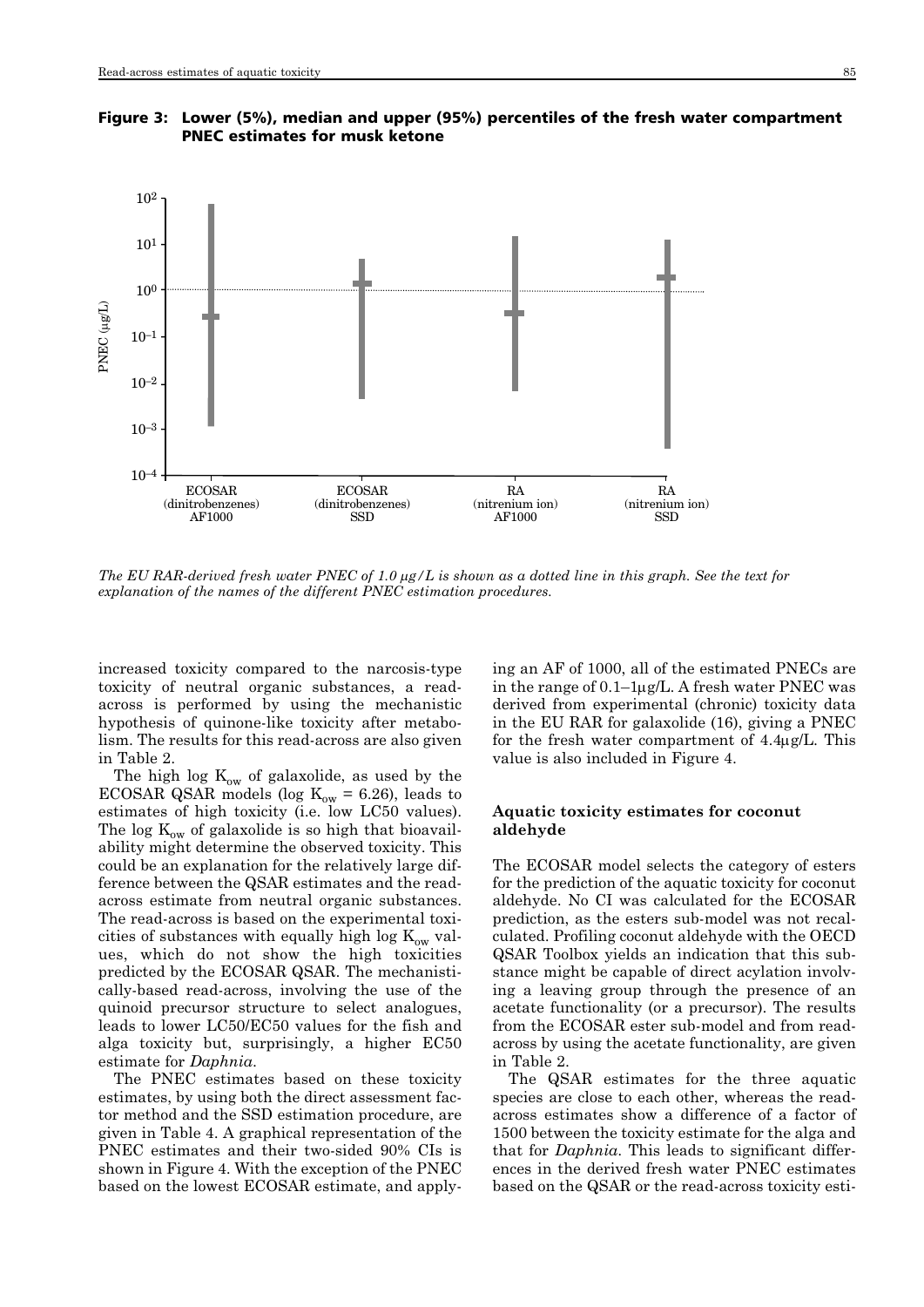**Figure 3: Lower (5%), median and upper (95%) percentiles of the fresh water compartment PNEC estimates for musk ketone**

*The EU RAR-derived fresh water PNEC of 1.0 μg/L is shown as a dotted line in this graph. See the text for explanation of the names of the different PNEC estimation procedures.*

increased toxicity compared to the narcosis-type toxicity of neutral organic substances, a read-across is performed by using the mechanistic hypothesis of quinone-like toxicity after metabolism. The results for this read-across are also given in Table 2.

The high log $K_{ow}$ of galaxolide, as used by the ECOSAR QSAR models (log $K_{ow}$ = 6.26), leads to estimates of high toxicity (i.e. low LC50 values). The log $K_{ow}$ of galaxolide is so high that bioavailability might determine the observed toxicity. This could be an explanation for the relatively large difference between the QSAR estimates and the read-across estimate from neutral organic substances. The read-across is based on the experimental toxicities of substances with equally high log $K_{ow}$ values, which do not show the high toxicities predicted by the ECOSAR QSAR. The mechanistically-based read-across, involving the use of the quinoid precursor structure to select analogues, leads to lower LC50/EC50 values for the fish and alga toxicity but, surprisingly, a higher EC50 estimate for *Daphnia*.

The PNEC estimates based on these toxicity estimates, by using both the direct assessment factor method and the SSD estimation procedure, are given in Table 4. A graphical representation of the PNEC estimates and their two-sided 90% CIs is shown in Figure 4. With the exception of the PNEC based on the lowest ECOSAR estimate, and applying an AF of 1000, all of the estimated PNECs are in the range of 0.1–1μg/L. A fresh water PNEC was derived from experimental (chronic) toxicity data in the EU RAR for galaxolide (16), giving a PNEC for the fresh water compartment of 4.4μg/L. This value is also included in Figure 4.

### Aquatic toxicity estimates for coconut aldehyde

The ECOSAR model selects the category of esters for the prediction of the aquatic toxicity for coconut aldehyde. No CI was calculated for the ECOSAR prediction, as the esters sub-model was not recalculated. Profiling coconut aldehyde with the OECD QSAR Toolbox yields an indication that this substance might be capable of direct acylation involving a leaving group through the presence of an acetate functionality (or a precursor). The results from the ECOSAR ester sub-model and from read-across by using the acetate functionality, are given in Table 2.

The QSAR estimates for the three aquatic species are close to each other, whereas the read-across estimates show a difference of a factor of 1500 between the toxicity estimate for the alga and that for *Daphnia*. This leads to significant differences in the derived fresh water PNEC estimates based on the QSAR or the read-across toxicity esti-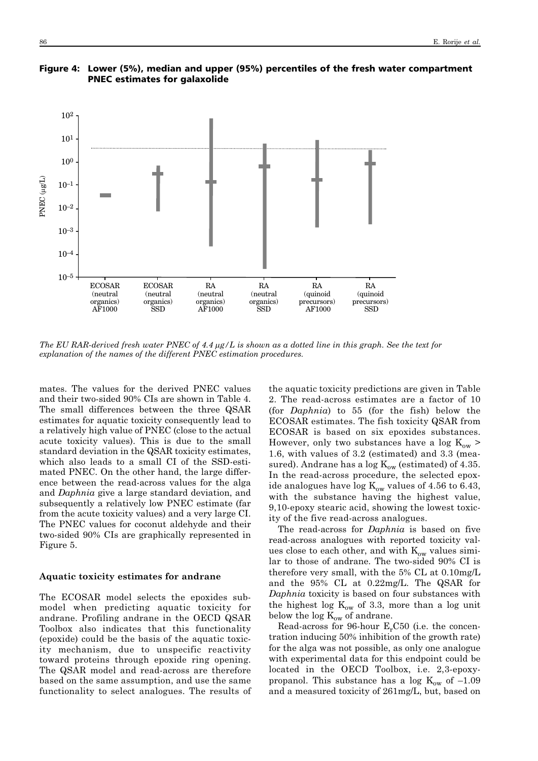**Figure 4: Lower (5%), median and upper (95%) percentiles of the fresh water compartment PNEC estimates for galaxolide**

*The EU RAR-derived fresh water PNEC of 4.4 µg/L is shown as a dotted line in this graph. See the text for explanation of the names of the different PNEC estimation procedures.*

mates. The values for the derived PNEC values and their two-sided 90% CIs are shown in Table 4. The small differences between the three QSAR estimates for aquatic toxicity consequently lead to a relatively high value of PNEC (close to the actual acute toxicity values). This is due to the small standard deviation in the QSAR toxicity estimates, which also leads to a small CI of the SSD-estimated PNEC. On the other hand, the large difference between the read-across values for the alga and *Daphnia* give a large standard deviation, and subsequently a relatively low PNEC estimate (far from the acute toxicity values) and a very large CI. The PNEC values for coconut aldehyde and their two-sided 90% CIs are graphically represented in Figure 5.

### Aquatic toxicity estimates for andrane

The ECOSAR model selects the epoxides submodel when predicting aquatic toxicity for andrane. Profiling andrane in the OECD QSAR Toolbox also indicates that this functionality (epoxide) could be the basis of the aquatic toxicity mechanism, due to unspecific reactivity toward proteins through epoxide ring opening. The ECOSAR model and read-across are therefore based on the same assumption, and use the same functionality to select analogues. The results of the aquatic toxicity predictions are given in Table 2. The read-across estimates are a factor of 10 (for *Daphnia*) to 55 (for the fish) below the ECOSAR estimates. The fish toxicity QSAR from ECOSAR is based on six epoxides substances. However, only two substances have a log $K_{ow}$ > 1.6, with values of 3.2 (estimated) and 3.3 (measured). Andrane has a log $K_{ow}$ (estimated) of 4.35. In the read-across procedure, the selected epoxide analogues have log $K_{ow}$ values of 4.56 to 6.43, with the substance having the highest value, 9,10-epoxy stearic acid, showing the lowest toxicity of the five read-across analogues.

The read-across for *Daphnia* is based on five read-across analogues with reported toxicity values close to each other, and with $K_{ow}$ values similar to those of andrane. The two-sided 90% CI is therefore very small, with the 5% CL at 0.10mg/L and the 95% CL at 0.22mg/L. The QSAR for *Daphnia* toxicity is based on four substances with the highest log $K_{ow}$ of 3.3, more than a log unit below the log $K_{ow}$ of andrane.

Read-across for 96-hour $E_rC50$ (i.e. the concentration inducing 50% inhibition of the growth rate) for the alga was not possible, as only one analogue with experimental data for this endpoint could be located in the OECD Toolbox, i.e. 2,3-epoxypropanol. This substance has a log $K_{ow}$ of –1.09 and a measured toxicity of 261mg/L, but, based on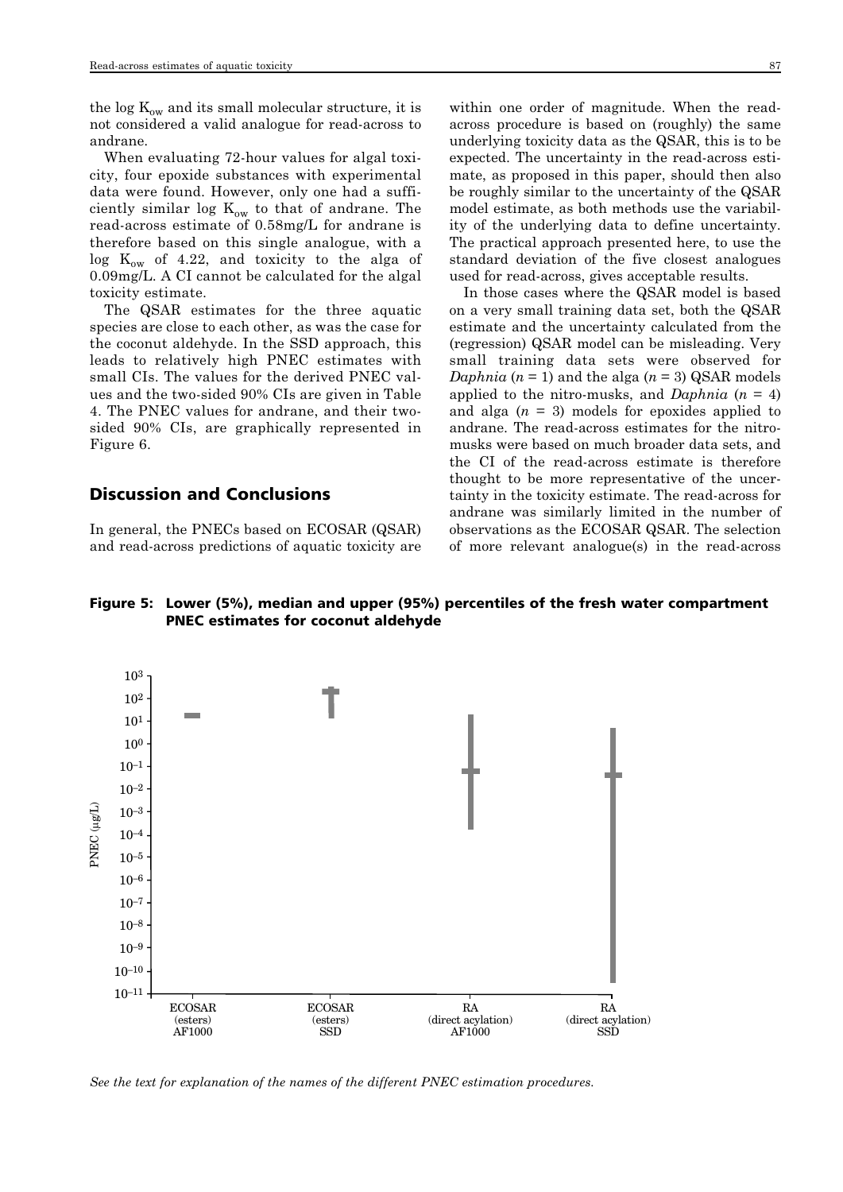the log $K_{ow}$ and its small molecular structure, it is not considered a valid analogue for read-across to andrane.

When evaluating 72-hour values for algal toxicity, four epoxide substances with experimental data were found. However, only one had a sufficiently similar log $K_{ow}$ to that of andrane. The read-across estimate of 0.58mg/L for andrane is therefore based on this single analogue, with a log $K_{ow}$ of 4.22, and toxicity to the alga of 0.09mg/L. A CI cannot be calculated for the algal toxicity estimate.

The QSAR estimates for the three aquatic species are close to each other, as was the case for the coconut aldehyde. In the SSD approach, this leads to relatively high PNEC estimates with small CIs. The values for the derived PNEC values and the two-sided 90% CIs are given in Table 4. The PNEC values for andrane, and their two-sided 90% CIs, are graphically represented in Figure 6.

## Discussion and Conclusions

In general, the PNECs based on ECOSAR (QSAR) and read-across predictions of aquatic toxicity are within one order of magnitude. When the read-across procedure is based on (roughly) the same underlying toxicity data as the QSAR, this is to be expected. The uncertainty in the read-across estimate, as proposed in this paper, should then also be roughly similar to the uncertainty of the QSAR model estimate, as both methods use the variability of the underlying data to define uncertainty. The practical approach presented here, to use the standard deviation of the five closest analogues used for read-across, gives acceptable results.

In those cases where the QSAR model is based on a very small training data set, both the QSAR estimate and the uncertainty calculated from the (regression) QSAR model can be misleading. Very small training data sets were observed for *Daphnia* ($n = 1$) and the alga ($n = 3$) QSAR models applied to the nitro-musks, and *Daphnia* ($n = 4$) and alga ($n = 3$) models for epoxides applied to andrane. The read-across estimates for the nitro-musks were based on much broader data sets, and the CI of the read-across estimate is therefore thought to be more representative of the uncertainty in the toxicity estimate. The read-across for andrane was similarly limited in the number of observations as the ECOSAR QSAR. The selection of more relevant analogue(s) in the read-across

**Figure 5: Lower (5%), median and upper (95%) percentiles of the fresh water compartment PNEC estimates for coconut aldehyde**

*See the text for explanation of the names of the different PNEC estimation procedures.*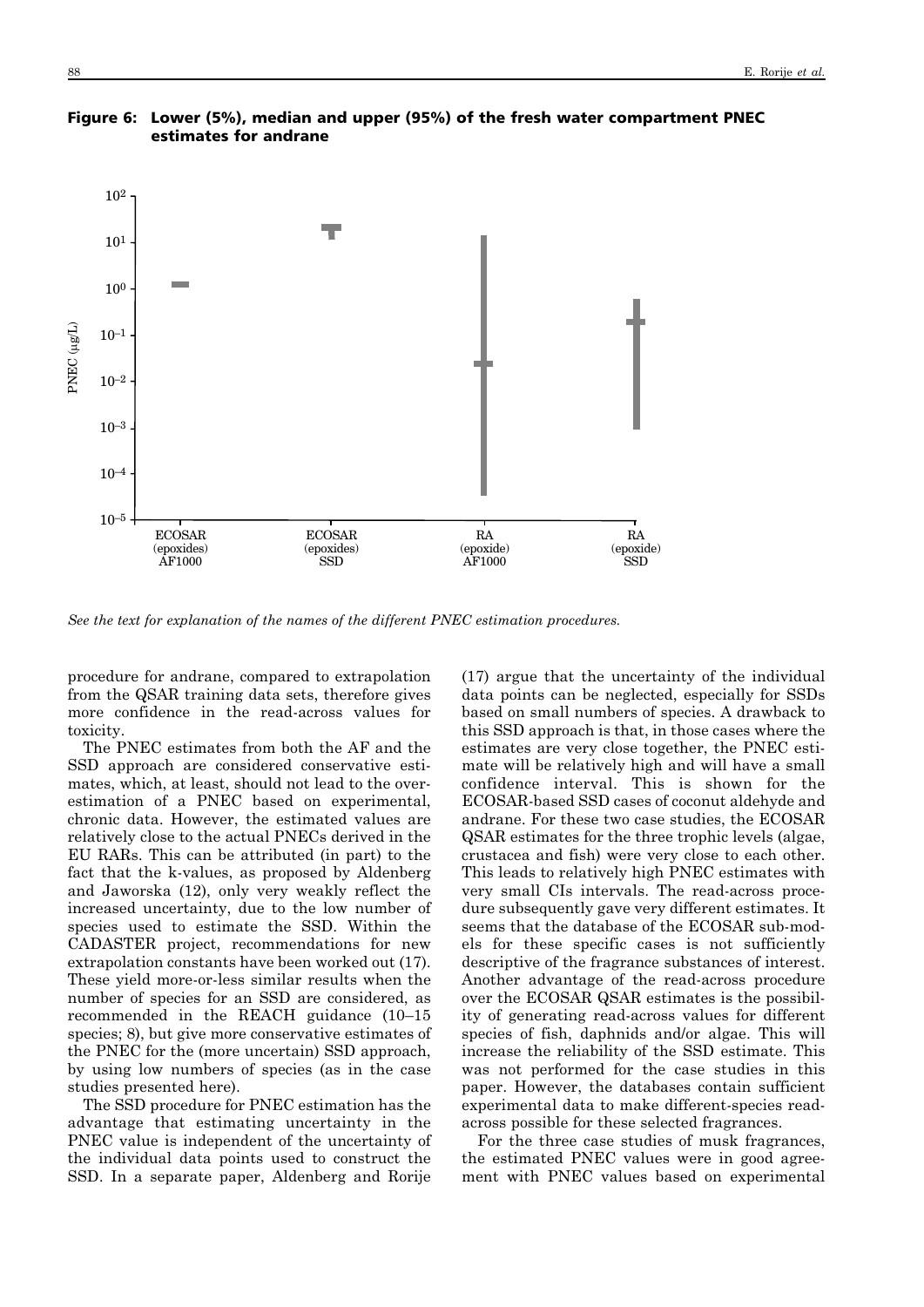**Figure 6: Lower (5%), median and upper (95%) of the fresh water compartment PNEC estimates for andrane**

*See the text for explanation of the names of the different PNEC estimation procedures.*

procedure for andrane, compared to extrapolation from the QSAR training data sets, therefore gives more confidence in the read-across values for toxicity.

The PNEC estimates from both the AF and the SSD approach are considered conservative estimates, which, at least, should not lead to the overestimation of a PNEC based on experimental, chronic data. However, the estimated values are relatively close to the actual PNECs derived in the EU RARs. This can be attributed (in part) to the fact that the k-values, as proposed by Aldenberg and Jaworska (12), only very weakly reflect the increased uncertainty, due to the low number of species used to estimate the SSD. Within the CADASTER project, recommendations for new extrapolation constants have been worked out (17). These yield more-or-less similar results when the number of species for an SSD are considered, as recommended in the REACH guidance (10–15 species; 8), but give more conservative estimates of the PNEC for the (more uncertain) SSD approach, by using low numbers of species (as in the case studies presented here).

The SSD procedure for PNEC estimation has the advantage that estimating uncertainty in the PNEC value is independent of the uncertainty of the individual data points used to construct the SSD. In a separate paper, Aldenberg and Rorije (17) argue that the uncertainty of the individual data points can be neglected, especially for SSDs based on small numbers of species. A drawback to this SSD approach is that, in those cases where the estimates are very close together, the PNEC estimate will be relatively high and will have a small confidence interval. This is shown for the ECOSAR-based SSD cases of coconut aldehyde and andrane. For these two case studies, the ECOSAR QSAR estimates for the three trophic levels (algae, crustacea and fish) were very close to each other. This leads to relatively high PNEC estimates with very small CIs intervals. The read-across procedure subsequently gave very different estimates. It seems that the database of the ECOSAR sub-models for these specific cases is not sufficiently descriptive of the fragrance substances of interest. Another advantage of the read-across procedure over the ECOSAR QSAR estimates is the possibility of generating read-across values for different species of fish, daphnids and/or algae. This will increase the reliability of the SSD estimate. This was not performed for the case studies in this paper. However, the databases contain sufficient experimental data to make different-species read-across possible for these selected fragrances.

For the three case studies of musk fragrances, the estimated PNEC values were in good agreement with PNEC values based on experimental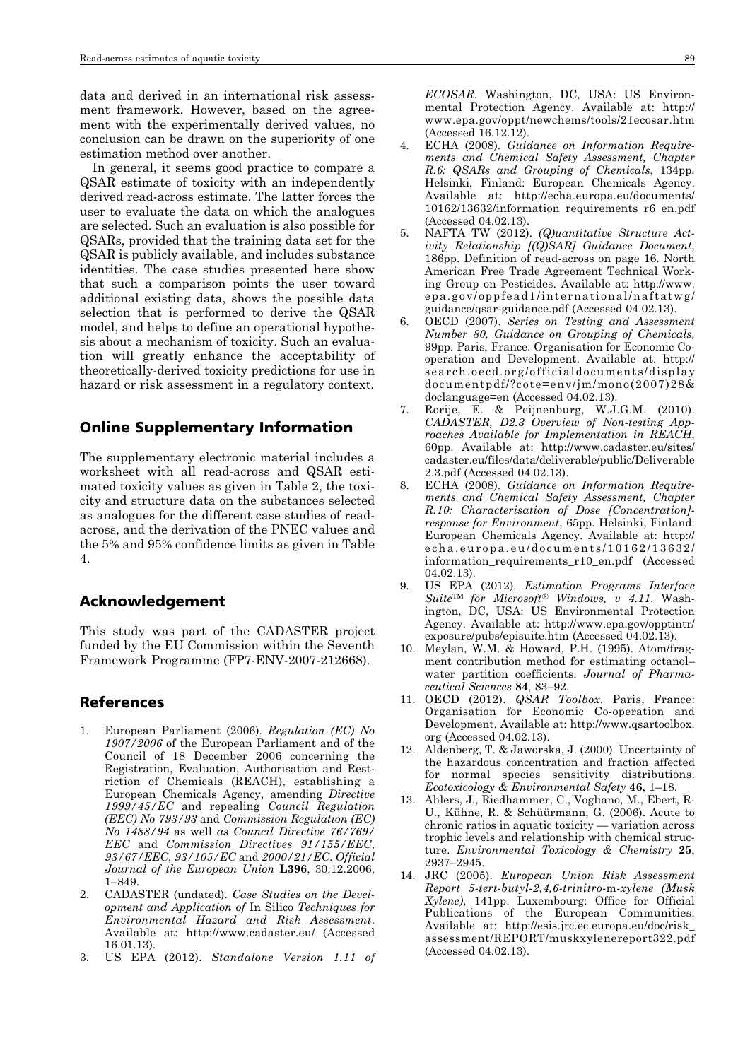data and derived in an international risk assessment framework. However, based on the agreement with the experimentally derived values, no conclusion can be drawn on the superiority of one estimation method over another.

In general, it seems good practice to compare a QSAR estimate of toxicity with an independently derived read-across estimate. The latter forces the user to evaluate the data on which the analogues are selected. Such an evaluation is also possible for QSARs, provided that the training data set for the QSAR is publicly available, and includes substance identities. The case studies presented here show that such a comparison points the user toward additional existing data, shows the possible data selection that is performed to derive the QSAR model, and helps to define an operational hypothesis about a mechanism of toxicity. Such an evaluation will greatly enhance the acceptability of theoretically-derived toxicity predictions for use in hazard or risk assessment in a regulatory context.

## Online Supplementary Information

The supplementary electronic material includes a worksheet with all read-across and QSAR estimated toxicity values as given in Table 2, the toxicity and structure data on the substances selected as analogues for the different case studies of read-across, and the derivation of the PNEC values and the 5% and 95% confidence limits as given in Table 4.

## Acknowledgement

This study was part of the CADASTER project funded by the EU Commission within the Seventh Framework Programme (FP7-ENV-2007-212668).

## References

1. European Parliament (2006). *Regulation (EC) No 1907/2006* of the European Parliament and of the Council of 18 December 2006 concerning the Registration, Evaluation, Authorisation and Restriction of Chemicals (REACH), establishing a European Chemicals Agency, amending *Directive 1999/45/EC* and repealing *Council Regulation (EEC) No 793/93* and *Commission Regulation (EC) No 1488/94* as well *as Council Directive 76/769/EEC* and *Commission Directives 91/155/EEC, 93/67/EEC, 93/105/EC* and *2000/21/EC. Official Journal of the European Union* **L396**, 30.12.2006, 1–849.
2. CADASTER (undated). *Case Studies on the Development and Application of* In Silico *Techniques for Environmental Hazard and Risk Assessment*. Available at: http://www.cadaster.eu/ (Accessed 16.01.13).
3. US EPA (2012). *Standalone Version 1.11 of ECOSAR*. Washington, DC, USA: US Environmental Protection Agency. Available at: http://www.epa.gov/oppt/newchems/tools/21ecosar.htm (Accessed 16.12.12).
4. ECHA (2008). *Guidance on Information Requirements and Chemical Safety Assessment, Chapter R.6: QSARs and Grouping of Chemicals*, 134pp. Helsinki, Finland: European Chemicals Agency. Available at: http://echa.europa.eu/documents/10162/13632/information_requirements_r6_en.pdf (Accessed 04.02.13).
5. NAFTA TW (2012). *(Q)uantitative Structure Activity Relationship [(Q)SAR] Guidance Document*, 186pp. Definition of read-across on page 16. North American Free Trade Agreement Technical Working Group on Pesticides. Available at: http://www.epa.gov/oppfead1/international/naftatwg/guidance/qsar-guidance.pdf (Accessed 04.02.13).
6. OECD (2007). *Series on Testing and Assessment Number 80, Guidance on Grouping of Chemicals,* 99pp. Paris, France: Organisation for Economic Cooperation and Development. Available at: http://search.oecd.org/officialdocuments/displaydocumentpdf/?cote=env/jm/mono(2007)28&doclanguage=en (Accessed 04.02.13).
7. Rorije, E. & Peijnenburg, W.J.G.M. (2010). *CADASTER, D2.3 Overview of Non-testing Approaches Available for Implementation in REACH*, 60pp. Available at: http://www.cadaster.eu/sites/cadaster.eu/files/data/deliverable/public/Deliverable 2.3.pdf (Accessed 04.02.13).
8. ECHA (2008). *Guidance on Information Requirements and Chemical Safety Assessment, Chapter R.10: Characterisation of Dose [Concentration]-response for Environment*, 65pp. Helsinki, Finland: European Chemicals Agency. Available at: http://echa.europa.eu/documents/10162/13632/information_requirements_r10_en.pdf (Accessed 04.02.13).
9. US EPA (2012). *Estimation Programs Interface Suite™ for Microsoft® Windows, v 4.11.* Washington, DC, USA: US Environmental Protection Agency. Available at: http://www.epa.gov/opptintr/exposure/pubs/episuite.htm (Accessed 04.02.13).
10. Meylan, W.M. & Howard, P.H. (1995). Atom/fragment contribution method for estimating octanol–water partition coefficients. *Journal of Pharmaceutical Sciences* **84**, 83–92.
11. OECD (2012). *QSAR Toolbox*. Paris, France: Organisation for Economic Co-operation and Development. Available at: http://www.qsartoolbox.org (Accessed 04.02.13).
12. Aldenberg, T. & Jaworska, J. (2000). Uncertainty of the hazardous concentration and fraction affected for normal species sensitivity distributions. *Ecotoxicology & Environmental Safety* **46**, 1–18.
13. Ahlers, J., Riedhammer, C., Vogliano, M., Ebert, R-U., Kühne, R. & Schüürmann, G. (2006). Acute to chronic ratios in aquatic toxicity — variation across trophic levels and relationship with chemical structure. *Environmental Toxicology & Chemistry* **25**, 2937–2945.
14. JRC (2005). *European Union Risk Assessment Report 5-tert-butyl-2,4,6-trinitro-*m*-xylene (Musk Xylene)*, 141pp. Luxembourg: Office for Official Publications of the European Communities. Available at: http://esis.jrc.ec.europa.eu/doc/risk_assessment/REPORT/muskxylenereport322.pdf (Accessed 04.02.13).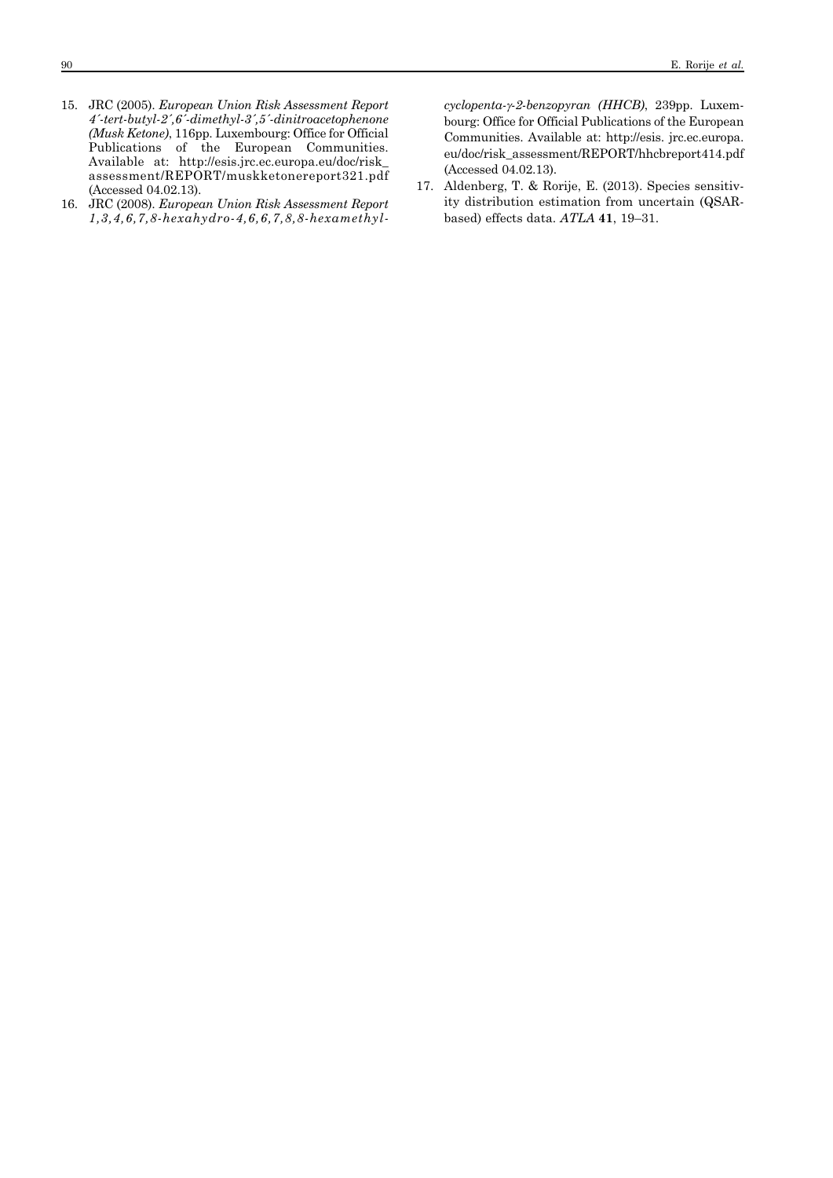15. JRC (2005). *European Union Risk Assessment Report 4´-tert-butyl-2´,6´-dimethyl-3´,5´-dinitroacetophenone (Musk Ketone)*, 116pp. Luxembourg: Office for Official Publications of the European Communities. Available at: http://esis.jrc.ec.europa.eu/doc/risk_assessment/REPORT/muskketonereport321.pdf (Accessed 04.02.13).
16. JRC (2008). *European Union Risk Assessment Report 1,3,4,6,7,8-hexahydro-4,6,6,7,8,8-hexamethyl-cyclopenta-γ-2-benzopyran (HHCB)*, 239pp. Luxembourg: Office for Official Publications of the European Communities. Available at: http://esis.jrc.ec.europa.eu/doc/risk_assessment/REPORT/hhcbreport414.pdf (Accessed 04.02.13).
17. Aldenberg, T. & Rorije, E. (2013). Species sensitivity distribution estimation from uncertain (QSAR-based) effects data. *ATLA* **41**, 19–31.